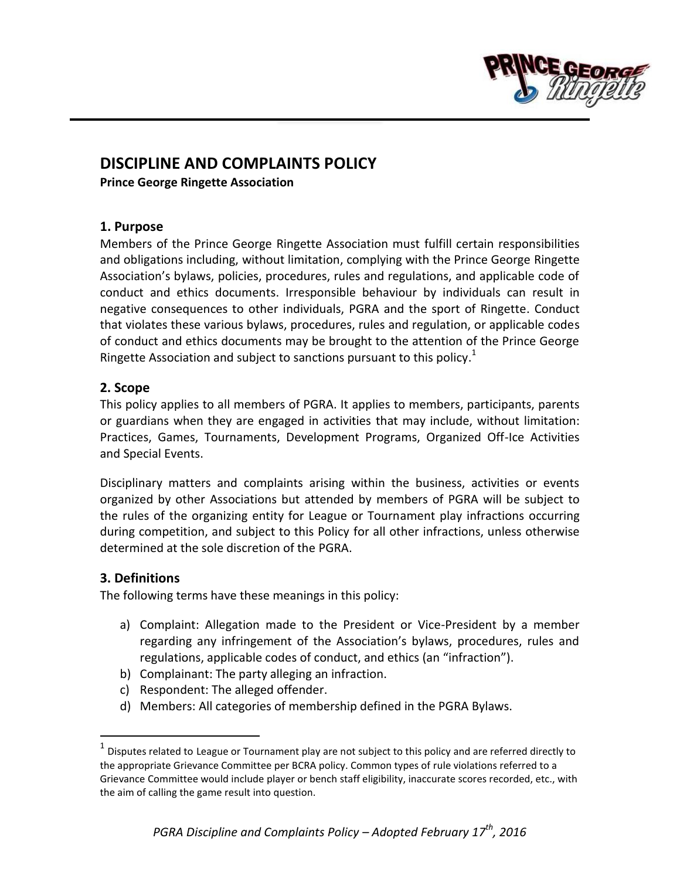# DISCIPLINE AND COMPLAINTS POLICY

**Prince George Ringette Association**

## 1. Purpose

Members of the Prince George Ringette Association must fulfill certain responsibilities and obligations including, without limitation, complying with the Prince George Ringette Association's bylaws, policies, procedures, rules and regulations, and applicable code of conduct and ethics documents. Irresponsible behaviour by individuals can result in negative consequences to other individuals, PGRA and the sport of Ringette. Conduct that violates these various bylaws, procedures, rules and regulation, or applicable codes of conduct and ethics documents may be brought to the attention of the Prince George Ringette Association and subject to sanctions pursuant to this policy.[1]

## 2. Scope

This policy applies to all members of PGRA. It applies to members, participants, parents or guardians when they are engaged in activities that may include, without limitation: Practices, Games, Tournaments, Development Programs, Organized Off-Ice Activities and Special Events.

Disciplinary matters and complaints arising within the business, activities or events organized by other Associations but attended by members of PGRA will be subject to the rules of the organizing entity for League or Tournament play infractions occurring during competition, and subject to this Policy for all other infractions, unless otherwise determined at the sole discretion of the PGRA.

## 3. Definitions

The following terms have these meanings in this policy:

a) Complaint: Allegation made to the President or Vice-President by a member regarding any infringement of the Association's bylaws, procedures, rules and regulations, applicable codes of conduct, and ethics (an "infraction").
b) Complainant: The party alleging an infraction.
c) Respondent: The alleged offender.
d) Members: All categories of membership defined in the PGRA Bylaws.

---

[1] Disputes related to League or Tournament play are not subject to this policy and are referred directly to the appropriate Grievance Committee per BCRA policy. Common types of rule violations referred to a Grievance Committee would include player or bench staff eligibility, inaccurate scores recorded, etc., with the aim of calling the game result into question.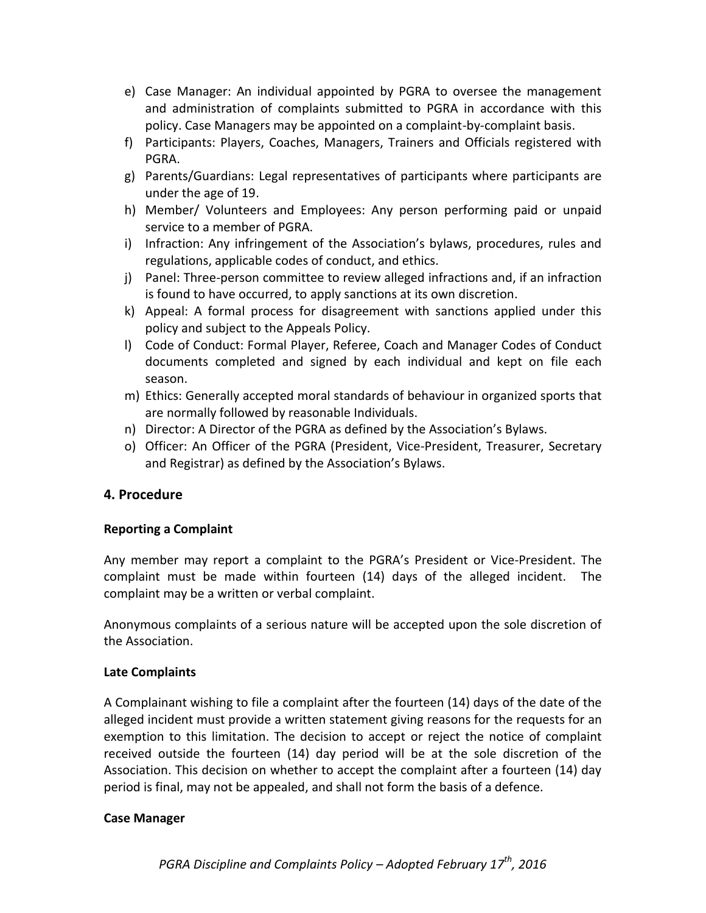e) Case Manager: An individual appointed by PGRA to oversee the management and administration of complaints submitted to PGRA in accordance with this policy. Case Managers may be appointed on a complaint-by-complaint basis.
f) Participants: Players, Coaches, Managers, Trainers and Officials registered with PGRA.
g) Parents/Guardians: Legal representatives of participants where participants are under the age of 19.
h) Member/ Volunteers and Employees: Any person performing paid or unpaid service to a member of PGRA.
i) Infraction: Any infringement of the Association's bylaws, procedures, rules and regulations, applicable codes of conduct, and ethics.
j) Panel: Three-person committee to review alleged infractions and, if an infraction is found to have occurred, to apply sanctions at its own discretion.
k) Appeal: A formal process for disagreement with sanctions applied under this policy and subject to the Appeals Policy.
l) Code of Conduct: Formal Player, Referee, Coach and Manager Codes of Conduct documents completed and signed by each individual and kept on file each season.
m) Ethics: Generally accepted moral standards of behaviour in organized sports that are normally followed by reasonable Individuals.
n) Director: A Director of the PGRA as defined by the Association's Bylaws.
o) Officer: An Officer of the PGRA (President, Vice-President, Treasurer, Secretary and Registrar) as defined by the Association's Bylaws.

## 4. Procedure

**Reporting a Complaint**

Any member may report a complaint to the PGRA's President or Vice-President. The complaint must be made within fourteen (14) days of the alleged incident. The complaint may be a written or verbal complaint.

Anonymous complaints of a serious nature will be accepted upon the sole discretion of the Association.

**Late Complaints**

A Complainant wishing to file a complaint after the fourteen (14) days of the date of the alleged incident must provide a written statement giving reasons for the requests for an exemption to this limitation. The decision to accept or reject the notice of complaint received outside the fourteen (14) day period will be at the sole discretion of the Association. This decision on whether to accept the complaint after a fourteen (14) day period is final, may not be appealed, and shall not form the basis of a defence.

**Case Manager**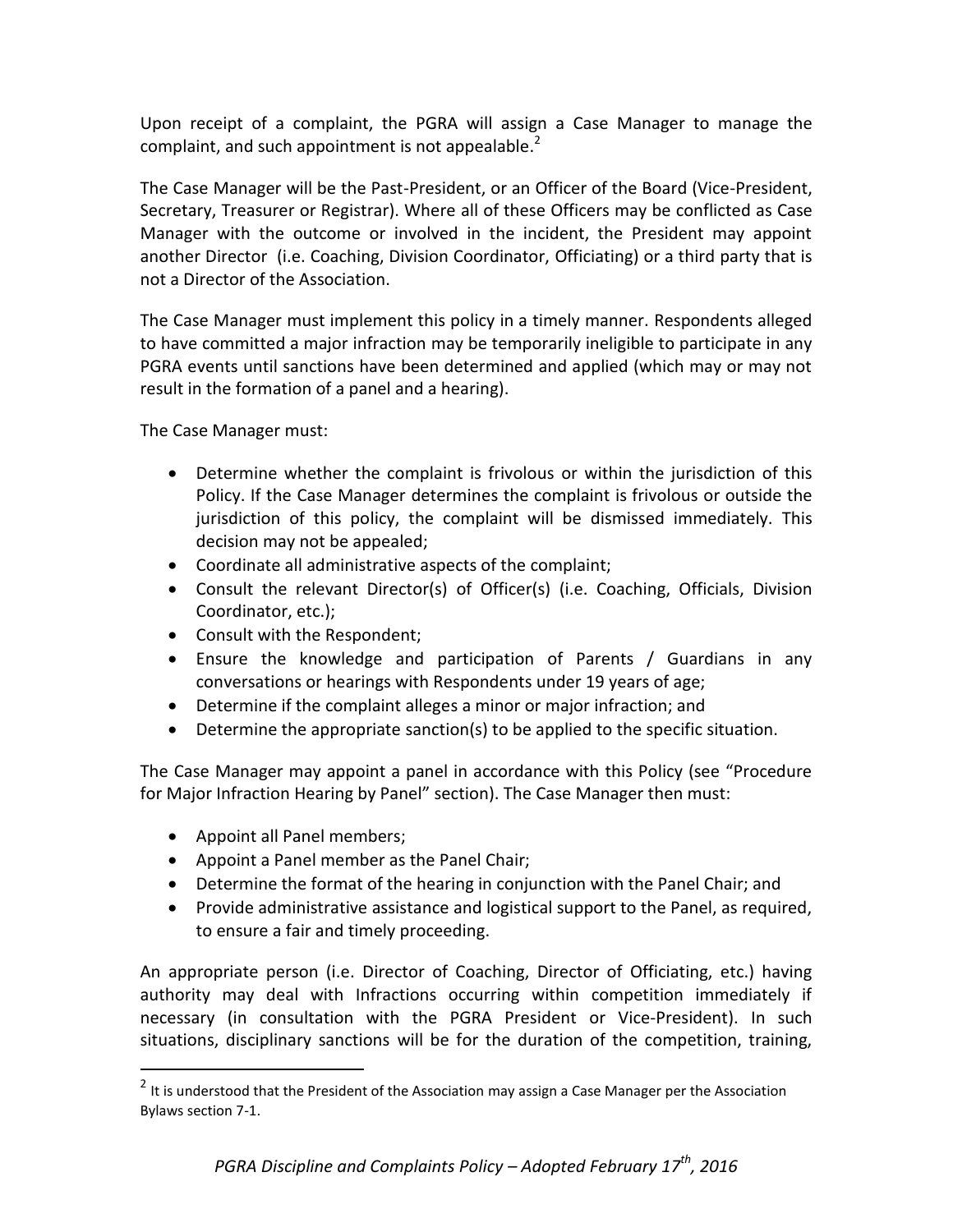Upon receipt of a complaint, the PGRA will assign a Case Manager to manage the complaint, and such appointment is not appealable.[2]

The Case Manager will be the Past-President, or an Officer of the Board (Vice-President, Secretary, Treasurer or Registrar). Where all of these Officers may be conflicted as Case Manager with the outcome or involved in the incident, the President may appoint another Director (i.e. Coaching, Division Coordinator, Officiating) or a third party that is not a Director of the Association.

The Case Manager must implement this policy in a timely manner. Respondents alleged to have committed a major infraction may be temporarily ineligible to participate in any PGRA events until sanctions have been determined and applied (which may or may not result in the formation of a panel and a hearing).

The Case Manager must:

- Determine whether the complaint is frivolous or within the jurisdiction of this Policy. If the Case Manager determines the complaint is frivolous or outside the jurisdiction of this policy, the complaint will be dismissed immediately. This decision may not be appealed;
- Coordinate all administrative aspects of the complaint;
- Consult the relevant Director(s) of Officer(s) (i.e. Coaching, Officials, Division Coordinator, etc.);
- Consult with the Respondent;
- Ensure the knowledge and participation of Parents / Guardians in any conversations or hearings with Respondents under 19 years of age;
- Determine if the complaint alleges a minor or major infraction; and
- Determine the appropriate sanction(s) to be applied to the specific situation.

The Case Manager may appoint a panel in accordance with this Policy (see "Procedure for Major Infraction Hearing by Panel" section). The Case Manager then must:

- Appoint all Panel members;
- Appoint a Panel member as the Panel Chair;
- Determine the format of the hearing in conjunction with the Panel Chair; and
- Provide administrative assistance and logistical support to the Panel, as required, to ensure a fair and timely proceeding.

An appropriate person (i.e. Director of Coaching, Director of Officiating, etc.) having authority may deal with Infractions occurring within competition immediately if necessary (in consultation with the PGRA President or Vice-President). In such situations, disciplinary sanctions will be for the duration of the competition, training,

[2] It is understood that the President of the Association may assign a Case Manager per the Association Bylaws section 7-1.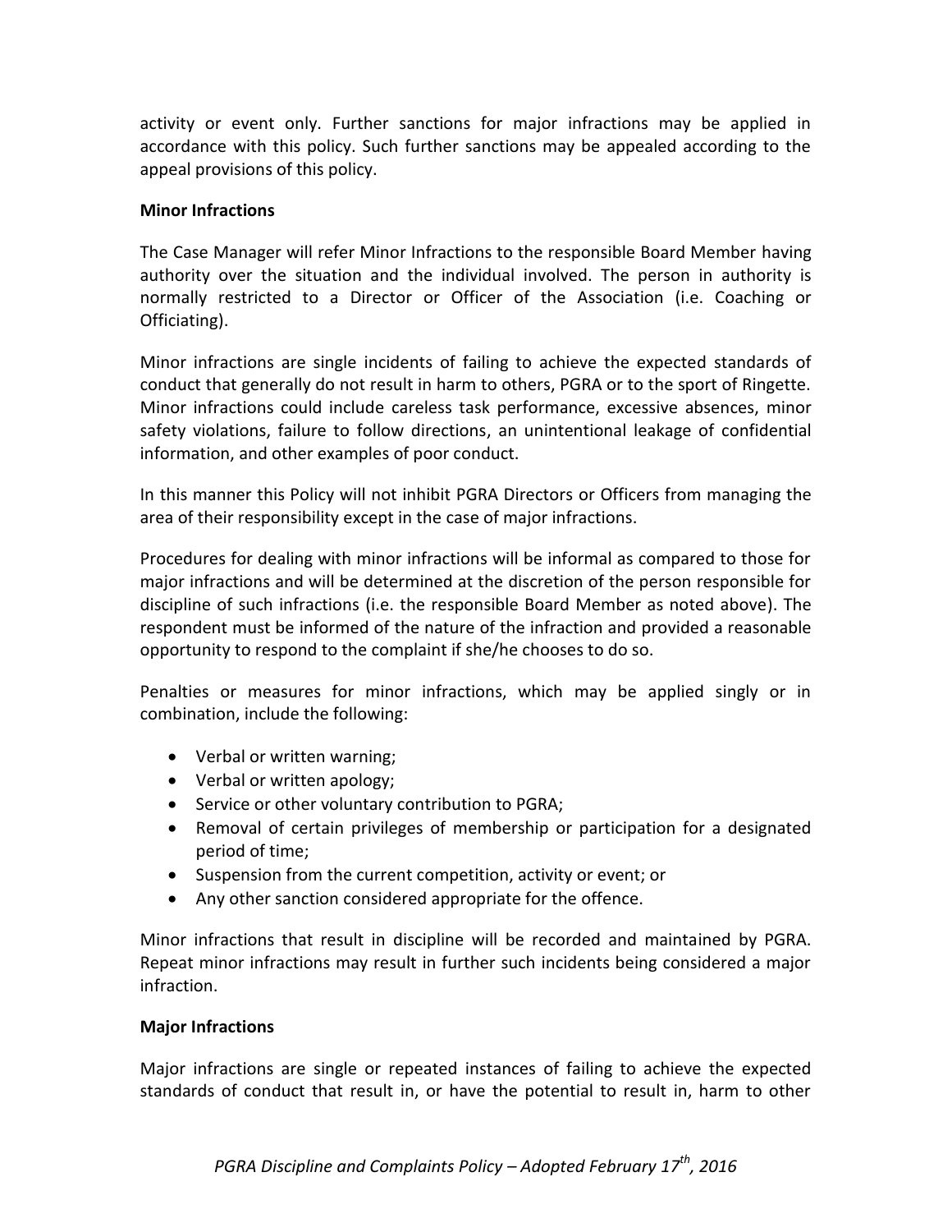activity or event only. Further sanctions for major infractions may be applied in accordance with this policy. Such further sanctions may be appealed according to the appeal provisions of this policy.

**Minor Infractions**

The Case Manager will refer Minor Infractions to the responsible Board Member having authority over the situation and the individual involved. The person in authority is normally restricted to a Director or Officer of the Association (i.e. Coaching or Officiating).

Minor infractions are single incidents of failing to achieve the expected standards of conduct that generally do not result in harm to others, PGRA or to the sport of Ringette. Minor infractions could include careless task performance, excessive absences, minor safety violations, failure to follow directions, an unintentional leakage of confidential information, and other examples of poor conduct.

In this manner this Policy will not inhibit PGRA Directors or Officers from managing the area of their responsibility except in the case of major infractions.

Procedures for dealing with minor infractions will be informal as compared to those for major infractions and will be determined at the discretion of the person responsible for discipline of such infractions (i.e. the responsible Board Member as noted above). The respondent must be informed of the nature of the infraction and provided a reasonable opportunity to respond to the complaint if she/he chooses to do so.

Penalties or measures for minor infractions, which may be applied singly or in combination, include the following:

- Verbal or written warning;
- Verbal or written apology;
- Service or other voluntary contribution to PGRA;
- Removal of certain privileges of membership or participation for a designated period of time;
- Suspension from the current competition, activity or event; or
- Any other sanction considered appropriate for the offence.

Minor infractions that result in discipline will be recorded and maintained by PGRA. Repeat minor infractions may result in further such incidents being considered a major infraction.

**Major Infractions**

Major infractions are single or repeated instances of failing to achieve the expected standards of conduct that result in, or have the potential to result in, harm to other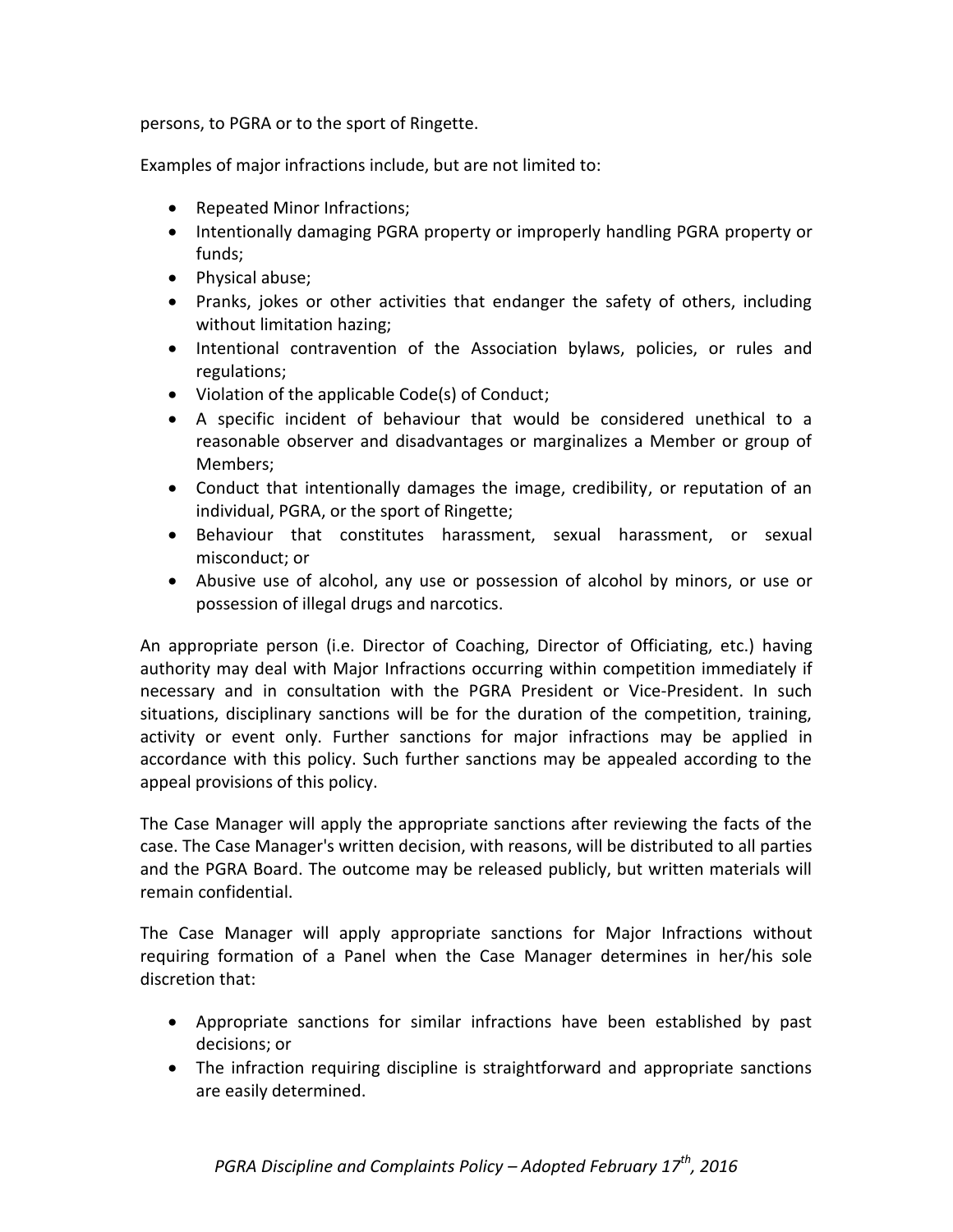persons, to PGRA or to the sport of Ringette.

Examples of major infractions include, but are not limited to:

- Repeated Minor Infractions;
- Intentionally damaging PGRA property or improperly handling PGRA property or funds;
- Physical abuse;
- Pranks, jokes or other activities that endanger the safety of others, including without limitation hazing;
- Intentional contravention of the Association bylaws, policies, or rules and regulations;
- Violation of the applicable Code(s) of Conduct;
- A specific incident of behaviour that would be considered unethical to a reasonable observer and disadvantages or marginalizes a Member or group of Members;
- Conduct that intentionally damages the image, credibility, or reputation of an individual, PGRA, or the sport of Ringette;
- Behaviour that constitutes harassment, sexual harassment, or sexual misconduct; or
- Abusive use of alcohol, any use or possession of alcohol by minors, or use or possession of illegal drugs and narcotics.

An appropriate person (i.e. Director of Coaching, Director of Officiating, etc.) having authority may deal with Major Infractions occurring within competition immediately if necessary and in consultation with the PGRA President or Vice-President. In such situations, disciplinary sanctions will be for the duration of the competition, training, activity or event only. Further sanctions for major infractions may be applied in accordance with this policy. Such further sanctions may be appealed according to the appeal provisions of this policy.

The Case Manager will apply the appropriate sanctions after reviewing the facts of the case. The Case Manager's written decision, with reasons, will be distributed to all parties and the PGRA Board. The outcome may be released publicly, but written materials will remain confidential.

The Case Manager will apply appropriate sanctions for Major Infractions without requiring formation of a Panel when the Case Manager determines in her/his sole discretion that:

- Appropriate sanctions for similar infractions have been established by past decisions; or
- The infraction requiring discipline is straightforward and appropriate sanctions are easily determined.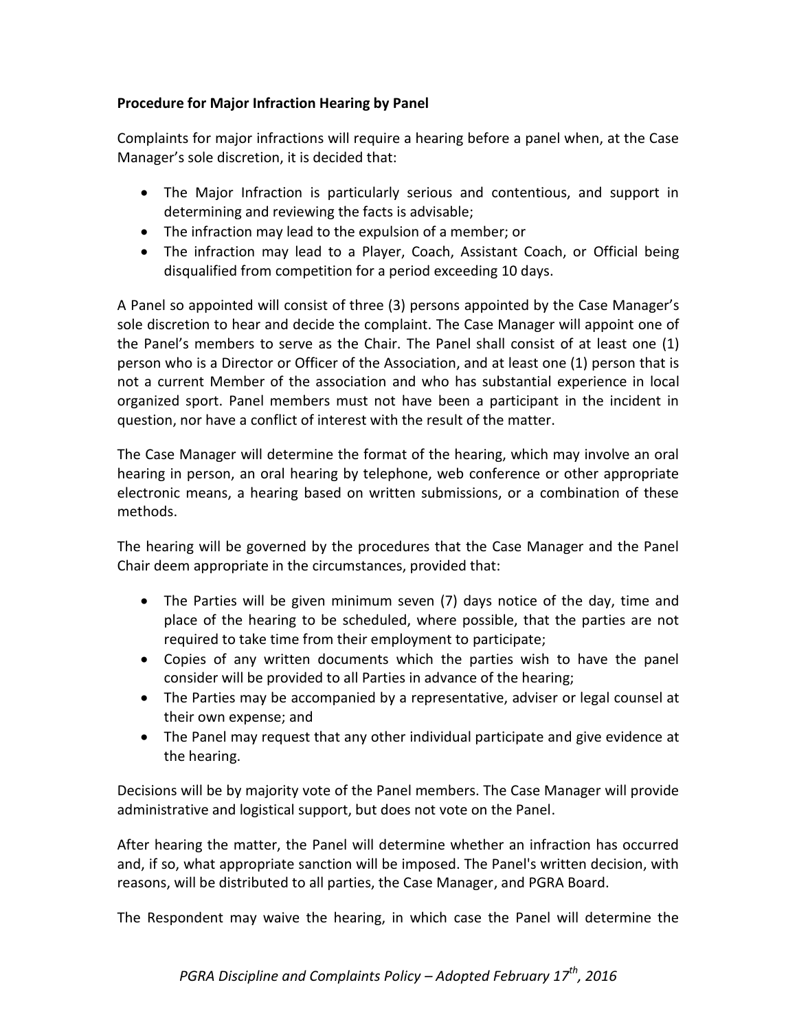**Procedure for Major Infraction Hearing by Panel**

Complaints for major infractions will require a hearing before a panel when, at the Case Manager's sole discretion, it is decided that:

- The Major Infraction is particularly serious and contentious, and support in determining and reviewing the facts is advisable;
- The infraction may lead to the expulsion of a member; or
- The infraction may lead to a Player, Coach, Assistant Coach, or Official being disqualified from competition for a period exceeding 10 days.

A Panel so appointed will consist of three (3) persons appointed by the Case Manager's sole discretion to hear and decide the complaint. The Case Manager will appoint one of the Panel's members to serve as the Chair. The Panel shall consist of at least one (1) person who is a Director or Officer of the Association, and at least one (1) person that is not a current Member of the association and who has substantial experience in local organized sport. Panel members must not have been a participant in the incident in question, nor have a conflict of interest with the result of the matter.

The Case Manager will determine the format of the hearing, which may involve an oral hearing in person, an oral hearing by telephone, web conference or other appropriate electronic means, a hearing based on written submissions, or a combination of these methods.

The hearing will be governed by the procedures that the Case Manager and the Panel Chair deem appropriate in the circumstances, provided that:

- The Parties will be given minimum seven (7) days notice of the day, time and place of the hearing to be scheduled, where possible, that the parties are not required to take time from their employment to participate;
- Copies of any written documents which the parties wish to have the panel consider will be provided to all Parties in advance of the hearing;
- The Parties may be accompanied by a representative, adviser or legal counsel at their own expense; and
- The Panel may request that any other individual participate and give evidence at the hearing.

Decisions will be by majority vote of the Panel members. The Case Manager will provide administrative and logistical support, but does not vote on the Panel.

After hearing the matter, the Panel will determine whether an infraction has occurred and, if so, what appropriate sanction will be imposed. The Panel's written decision, with reasons, will be distributed to all parties, the Case Manager, and PGRA Board.

The Respondent may waive the hearing, in which case the Panel will determine the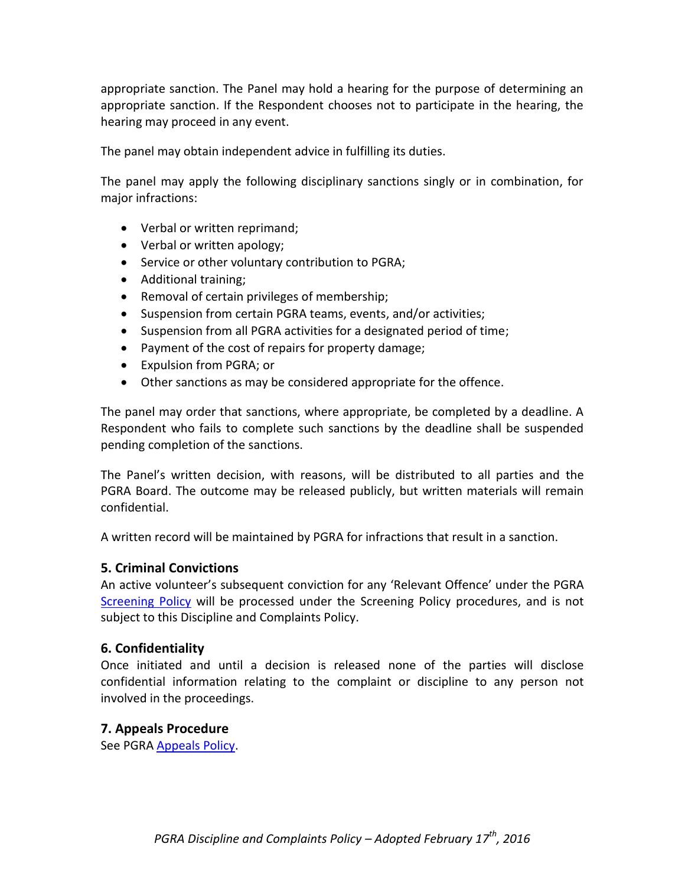appropriate sanction. The Panel may hold a hearing for the purpose of determining an appropriate sanction. If the Respondent chooses not to participate in the hearing, the hearing may proceed in any event.

The panel may obtain independent advice in fulfilling its duties.

The panel may apply the following disciplinary sanctions singly or in combination, for major infractions:

- Verbal or written reprimand;
- Verbal or written apology;
- Service or other voluntary contribution to PGRA;
- Additional training;
- Removal of certain privileges of membership;
- Suspension from certain PGRA teams, events, and/or activities;
- Suspension from all PGRA activities for a designated period of time;
- Payment of the cost of repairs for property damage;
- Expulsion from PGRA; or
- Other sanctions as may be considered appropriate for the offence.

The panel may order that sanctions, where appropriate, be completed by a deadline. A Respondent who fails to complete such sanctions by the deadline shall be suspended pending completion of the sanctions.

The Panel's written decision, with reasons, will be distributed to all parties and the PGRA Board. The outcome may be released publicly, but written materials will remain confidential.

A written record will be maintained by PGRA for infractions that result in a sanction.

### 5. Criminal Convictions

An active volunteer's subsequent conviction for any 'Relevant Offence' under the PGRA Screening Policy will be processed under the Screening Policy procedures, and is not subject to this Discipline and Complaints Policy.

### 6. Confidentiality

Once initiated and until a decision is released none of the parties will disclose confidential information relating to the complaint or discipline to any person not involved in the proceedings.

### 7. Appeals Procedure

See PGRA Appeals Policy.